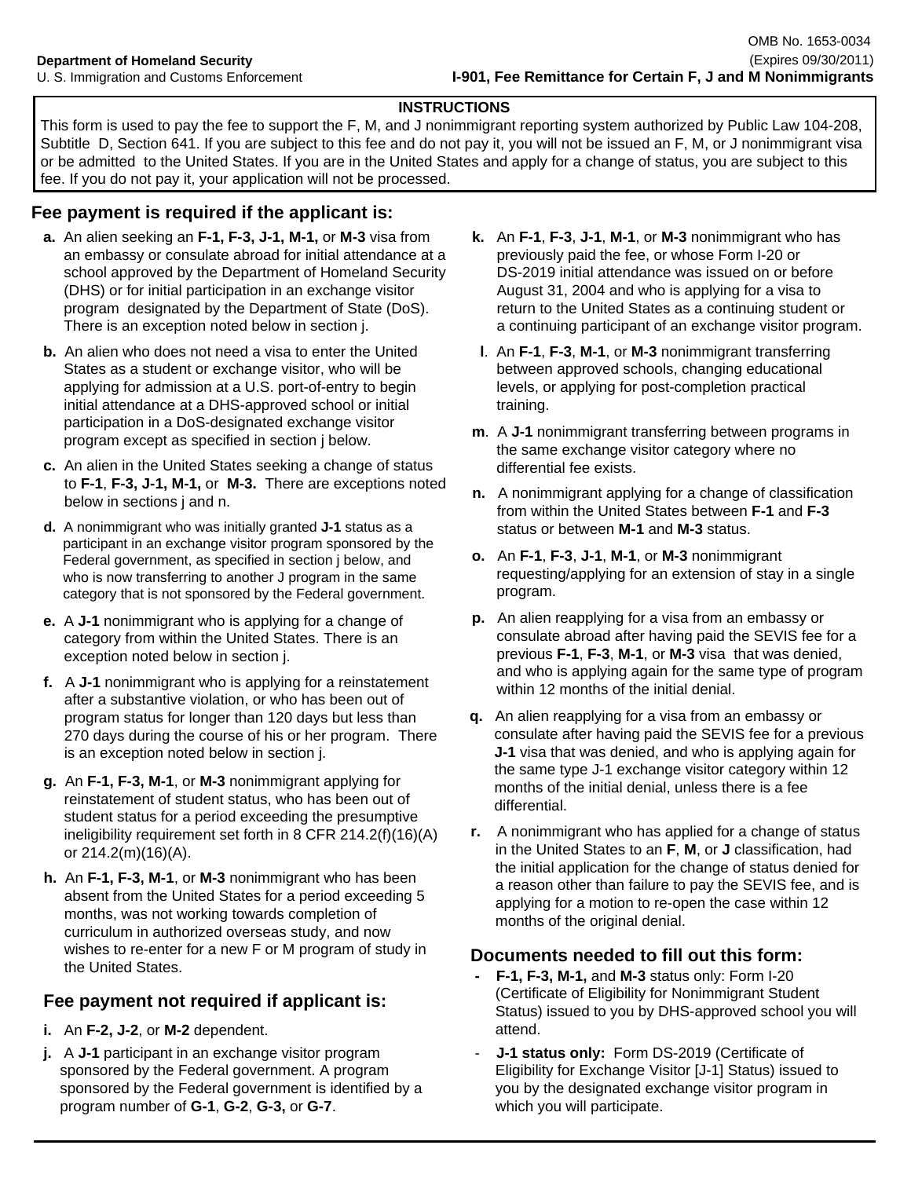Department of Homeland Security
U. S. Immigration and Customs Enforcement

OMB No. 1653-0034
(Expires 09/30/2011)

**I-901, Fee Remittance for Certain F, J and M Nonimmigrants**

**INSTRUCTIONS**

This form is used to pay the fee to support the F, M, and J nonimmigrant reporting system authorized by Public Law 104-208, Subtitle D, Section 641. If you are subject to this fee and do not pay it, you will not be issued an F, M, or J nonimmigrant visa or be admitted to the United States. If you are in the United States and apply for a change of status, you are subject to this fee. If you do not pay it, your application will not be processed.

## Fee payment is required if the applicant is:

**a.** An alien seeking an **F-1, F-3, J-1, M-1,** or **M-3** visa from an embassy or consulate abroad for initial attendance at a school approved by the Department of Homeland Security (DHS) or for initial participation in an exchange visitor program designated by the Department of State (DoS). There is an exception noted below in section j.

**b.** An alien who does not need a visa to enter the United States as a student or exchange visitor, who will be applying for admission at a U.S. port-of-entry to begin initial attendance at a DHS-approved school or initial participation in a DoS-designated exchange visitor program except as specified in section j below.

**c.** An alien in the United States seeking a change of status to **F-1**, **F-3, J-1, M-1,** or **M-3.** There are exceptions noted below in sections j and n.

**d.** A nonimmigrant who was initially granted **J-1** status as a participant in an exchange visitor program sponsored by the Federal government, as specified in section j below, and who is now transferring to another J program in the same category that is not sponsored by the Federal government.

**e.** A **J-1** nonimmigrant who is applying for a change of category from within the United States. There is an exception noted below in section j.

**f.** A **J-1** nonimmigrant who is applying for a reinstatement after a substantive violation, or who has been out of program status for longer than 120 days but less than 270 days during the course of his or her program. There is an exception noted below in section j.

**g.** An **F-1, F-3, M-1**, or **M-3** nonimmigrant applying for reinstatement of student status, who has been out of student status for a period exceeding the presumptive ineligibility requirement set forth in 8 CFR 214.2(f)(16)(A) or 214.2(m)(16)(A).

**h.** An **F-1, F-3, M-1**, or **M-3** nonimmigrant who has been absent from the United States for a period exceeding 5 months, was not working towards completion of curriculum in authorized overseas study, and now wishes to re-enter for a new F or M program of study in the United States.

## Fee payment not required if applicant is:

**i.** An **F-2, J-2**, or **M-2** dependent.

**j.** A **J-1** participant in an exchange visitor program sponsored by the Federal government. A program sponsored by the Federal government is identified by a program number of **G-1**, **G-2**, **G-3,** or **G-7**.

**k.** An **F-1**, **F-3**, **J-1**, **M-1**, or **M-3** nonimmigrant who has previously paid the fee, or whose Form I-20 or DS-2019 initial attendance was issued on or before August 31, 2004 and who is applying for a visa to return to the United States as a continuing student or a continuing participant of an exchange visitor program.

**l**. An **F-1**, **F-3**, **M-1**, or **M-3** nonimmigrant transferring between approved schools, changing educational levels, or applying for post-completion practical training.

**m**. A **J-1** nonimmigrant transferring between programs in the same exchange visitor category where no differential fee exists.

**n.** A nonimmigrant applying for a change of classification from within the United States between **F-1** and **F-3** status or between **M-1** and **M-3** status.

**o.** An **F-1**, **F-3**, **J-1**, **M-1**, or **M-3** nonimmigrant requesting/applying for an extension of stay in a single program.

**p.** An alien reapplying for a visa from an embassy or consulate abroad after having paid the SEVIS fee for a previous **F-1**, **F-3**, **M-1**, or **M-3** visa that was denied, and who is applying again for the same type of program within 12 months of the initial denial.

**q.** An alien reapplying for a visa from an embassy or consulate after having paid the SEVIS fee for a previous **J-1** visa that was denied, and who is applying again for the same type J-1 exchange visitor category within 12 months of the initial denial, unless there is a fee differential.

**r.** A nonimmigrant who has applied for a change of status in the United States to an **F**, **M**, or **J** classification, had the initial application for the change of status denied for a reason other than failure to pay the SEVIS fee, and is applying for a motion to re-open the case within 12 months of the original denial.

## Documents needed to fill out this form:

- **F-1, F-3, M-1,** and **M-3** status only: Form I-20 (Certificate of Eligibility for Nonimmigrant Student Status) issued to you by DHS-approved school you will attend.
- **J-1 status only:** Form DS-2019 (Certificate of Eligibility for Exchange Visitor [J-1] Status) issued to you by the designated exchange visitor program in which you will participate.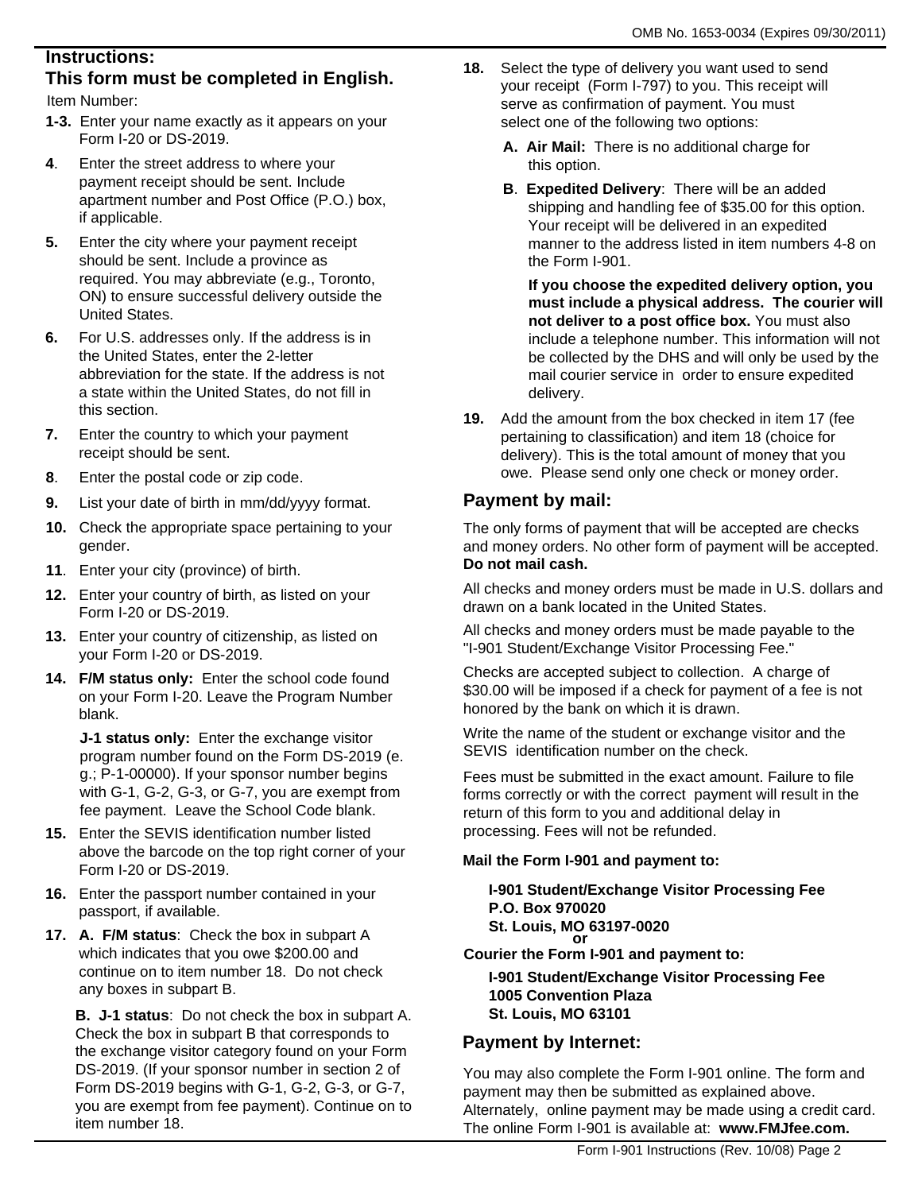## Instructions:

## This form must be completed in English.

Item Number:

**1-3.** Enter your name exactly as it appears on your Form I-20 or DS-2019.

**4**. Enter the street address to where your payment receipt should be sent. Include apartment number and Post Office (P.O.) box, if applicable.

**5.** Enter the city where your payment receipt should be sent. Include a province as required. You may abbreviate (e.g., Toronto, ON) to ensure successful delivery outside the United States.

**6.** For U.S. addresses only. If the address is in the United States, enter the 2-letter abbreviation for the state. If the address is not a state within the United States, do not fill in this section.

**7.** Enter the country to which your payment receipt should be sent.

**8**. Enter the postal code or zip code.

**9.** List your date of birth in mm/dd/yyyy format.

**10.** Check the appropriate space pertaining to your gender.

**11**. Enter your city (province) of birth.

**12.** Enter your country of birth, as listed on your Form I-20 or DS-2019.

**13.** Enter your country of citizenship, as listed on your Form I-20 or DS-2019.

**14. F/M status only:** Enter the school code found on your Form I-20. Leave the Program Number blank.

**J-1 status only:** Enter the exchange visitor program number found on the Form DS-2019 (e. g.; P-1-00000). If your sponsor number begins with G-1, G-2, G-3, or G-7, you are exempt from fee payment. Leave the School Code blank.

**15.** Enter the SEVIS identification number listed above the barcode on the top right corner of your Form I-20 or DS-2019.

**16.** Enter the passport number contained in your passport, if available.

**17. A. F/M status**: Check the box in subpart A which indicates that you owe $200.00 and continue on to item number 18. Do not check any boxes in subpart B.

**B. J-1 status**: Do not check the box in subpart A. Check the box in subpart B that corresponds to the exchange visitor category found on your Form DS-2019. (If your sponsor number in section 2 of Form DS-2019 begins with G-1, G-2, G-3, or G-7, you are exempt from fee payment). Continue on to item number 18.

**18.** Select the type of delivery you want used to send your receipt (Form I-797) to you. This receipt will serve as confirmation of payment. You must select one of the following two options:

**A. Air Mail:** There is no additional charge for this option.

**B**. **Expedited Delivery**: There will be an added shipping and handling fee of $35.00 for this option. Your receipt will be delivered in an expedited manner to the address listed in item numbers 4-8 on the Form I-901.

**If you choose the expedited delivery option, you must include a physical address. The courier will not deliver to a post office box.** You must also include a telephone number. This information will not be collected by the DHS and will only be used by the mail courier service in order to ensure expedited delivery.

**19.** Add the amount from the box checked in item 17 (fee pertaining to classification) and item 18 (choice for delivery). This is the total amount of money that you owe. Please send only one check or money order.

## Payment by mail:

The only forms of payment that will be accepted are checks and money orders. No other form of payment will be accepted. **Do not mail cash.**

All checks and money orders must be made in U.S. dollars and drawn on a bank located in the United States.

All checks and money orders must be made payable to the "I-901 Student/Exchange Visitor Processing Fee."

Checks are accepted subject to collection. A charge of $30.00 will be imposed if a check for payment of a fee is not honored by the bank on which it is drawn.

Write the name of the student or exchange visitor and the SEVIS identification number on the check.

Fees must be submitted in the exact amount. Failure to file forms correctly or with the correct payment will result in the return of this form to you and additional delay in processing. Fees will not be refunded.

**Mail the Form I-901 and payment to:**

**I-901 Student/Exchange Visitor Processing Fee**
**P.O. Box 970020**
**St. Louis, MO 63197-0020**

**or**

**Courier the Form I-901 and payment to:**

**I-901 Student/Exchange Visitor Processing Fee**
**1005 Convention Plaza**
**St. Louis, MO 63101**

## Payment by Internet:

You may also complete the Form I-901 online. The form and payment may then be submitted as explained above. Alternately, online payment may be made using a credit card. The online Form I-901 is available at: **www.FMJfee.com.**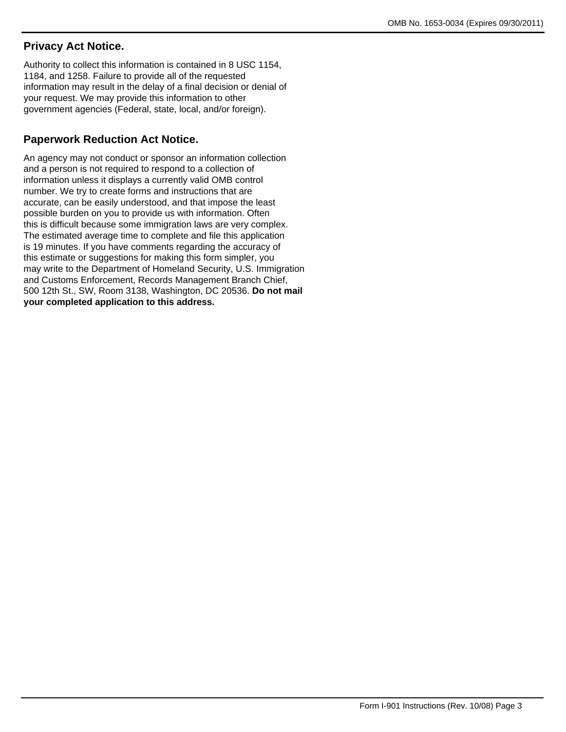## Privacy Act Notice.

Authority to collect this information is contained in 8 USC 1154, 1184, and 1258. Failure to provide all of the requested information may result in the delay of a final decision or denial of your request. We may provide this information to other government agencies (Federal, state, local, and/or foreign).

## Paperwork Reduction Act Notice.

An agency may not conduct or sponsor an information collection and a person is not required to respond to a collection of information unless it displays a currently valid OMB control number. We try to create forms and instructions that are accurate, can be easily understood, and that impose the least possible burden on you to provide us with information. Often this is difficult because some immigration laws are very complex. The estimated average time to complete and file this application is 19 minutes. If you have comments regarding the accuracy of this estimate or suggestions for making this form simpler, you may write to the Department of Homeland Security, U.S. Immigration and Customs Enforcement, Records Management Branch Chief, 500 12th St., SW, Room 3138, Washington, DC 20536. **Do not mail your completed application to this address.**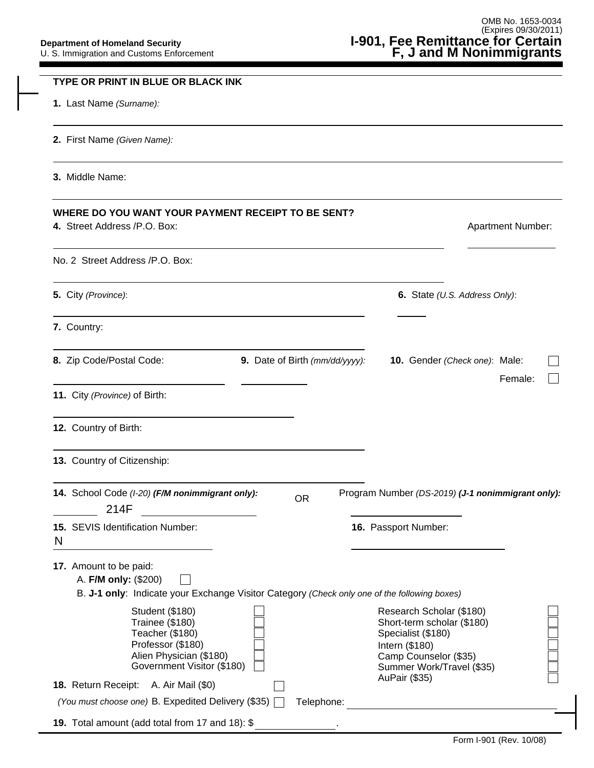OMB No. 1653-0034
(Expires 09/30/2011)

**Department of Homeland Security**
U. S. Immigration and Customs Enforcement

# I-901, Fee Remittance for Certain F, J and M Nonimmigrants

**TYPE OR PRINT IN BLUE OR BLACK INK**

**1.** Last Name *(Surname):*

**2.** First Name *(Given Name):*

**3.** Middle Name:

**WHERE DO YOU WANT YOUR PAYMENT RECEIPT TO BE SENT?**

**4.** Street Address /P.O. Box: Apartment Number:

No. 2 Street Address /P.O. Box:

**5.** City *(Province)*: **6.** State *(U.S. Address Only)*:

**7.** Country:

**8.** Zip Code/Postal Code: **9.** Date of Birth *(mm/dd/yyyy):* **10.** Gender *(Check one)*: Male: ☐ Female: ☐

**11.** City *(Province)* of Birth:

**12.** Country of Birth:

**13.** Country of Citizenship:

**14.** School Code *(I-20)* ***(F/M nonimmigrant only):*** 214F OR Program Number *(DS-2019)* ***(J-1 nonimmigrant only):***

**15.** SEVIS Identification Number: N **16.** Passport Number:

**17.** Amount to be paid:

A. **F/M only:** ($200) ☐

B. **J-1 only**: Indicate your Exchange Visitor Category *(Check only one of the following boxes)*

| | | | |
|---|---|---|---|
| Student ($180) | ☐ | Research Scholar ($180) | ☐ |
| Trainee ($180) | ☐ | Short-term scholar ($180) | ☐ |
| Teacher ($180) | ☐ | Specialist ($180) | ☐ |
| Professor ($180) | ☐ | Intern ($180) | ☐ |
| Alien Physician ($180) | ☐ | Camp Counselor ($35) | ☐ |
| Government Visitor ($180) | ☐ | Summer Work/Travel ($35) | ☐ |
| | | AuPair ($35) | ☐ |

**18.** Return Receipt: A. Air Mail ($0) ☐

*(You must choose one)* B. Expedited Delivery ($35) ☐ Telephone:

**19.** Total amount (add total from 17 and 18): $ ______.

Form I-901 (Rev. 10/08)